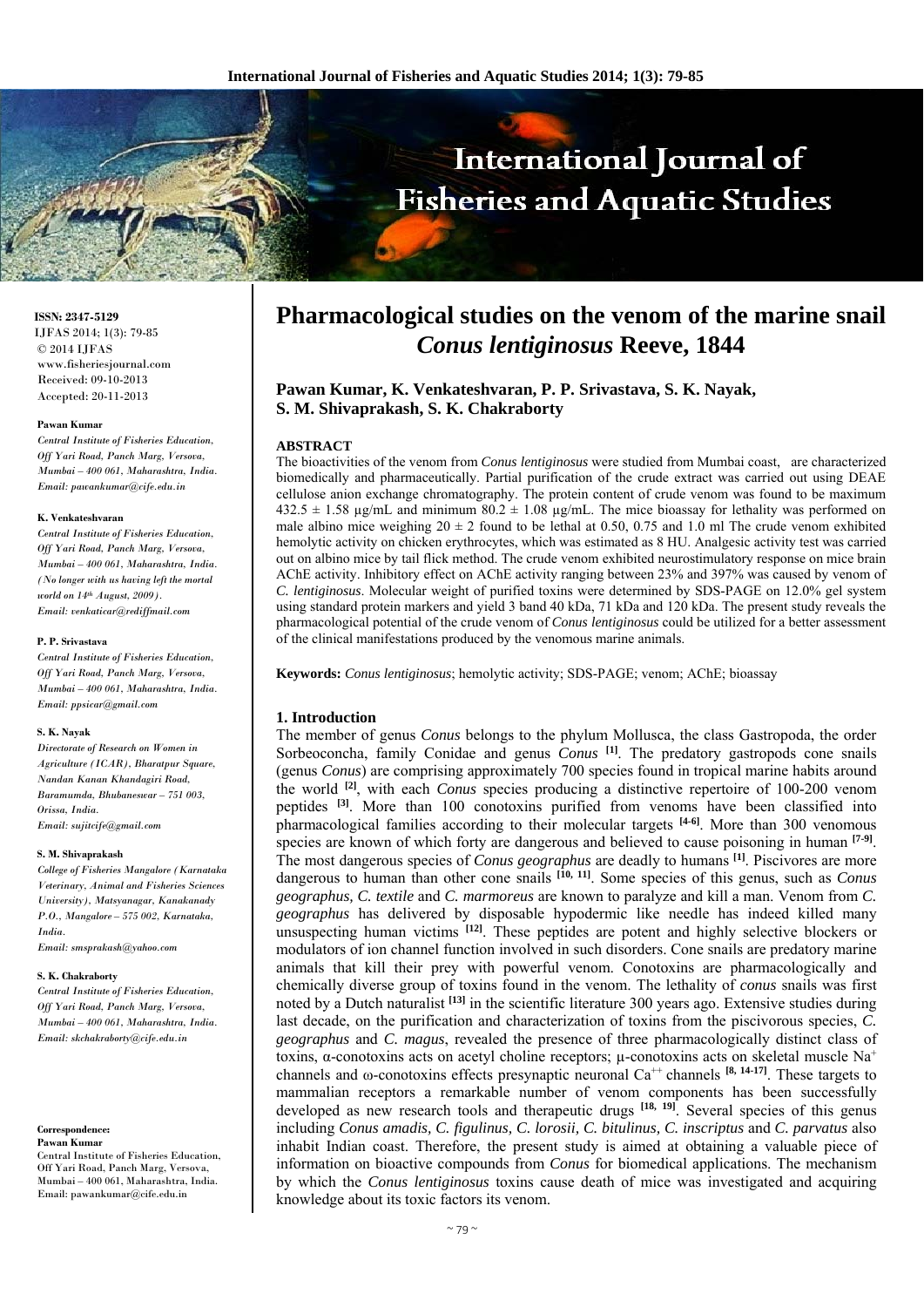**ISSN: 2347-5129**
IJFAS 2014; 1(3): 79-85
© 2014 IJFAS
www.fisheriesjournal.com
Received: 09-10-2013
Accepted: 20-11-2013

**Pawan Kumar**
*Central Institute of Fisheries Education, Off Yari Road, Panch Marg, Versova, Mumbai – 400 061, Maharashtra, India. Email: pawankumar@cife.edu.in*

**K. Venkateshvaran**
*Central Institute of Fisheries Education, Off Yari Road, Panch Marg, Versova, Mumbai – 400 061, Maharashtra, India. (No longer with us having left the mortal world on 14th August, 2009). Email: venkaticar@rediffmail.com*

**P. P. Srivastava**
*Central Institute of Fisheries Education, Off Yari Road, Panch Marg, Versova, Mumbai – 400 061, Maharashtra, India. Email: ppsicar@gmail.com*

**S. K. Nayak**
*Directorate of Research on Women in Agriculture (ICAR), Bharatpur Square, Nandan Kanan Khandagiri Road, Baramumda, Bhubaneswar – 751 003, Orissa, India. Email: sujitcife@gmail.com*

**S. M. Shivaprakash**
*College of Fisheries Mangalore (Karnataka Veterinary, Animal and Fisheries Sciences University), Matsyanagar, Kanakanady P.O., Mangalore – 575 002, Karnataka, India. Email: smsprakash@yahoo.com*

**S. K. Chakraborty**
*Central Institute of Fisheries Education, Off Yari Road, Panch Marg, Versova, Mumbai – 400 061, Maharashtra, India. Email: skchakraborty@cife.edu.in*

**Correspondence:**
**Pawan Kumar**
Central Institute of Fisheries Education, Off Yari Road, Panch Marg, Versova, Mumbai – 400 061, Maharashtra, India. Email: pawankumar@cife.edu.in

# Pharmacological studies on the venom of the marine snail *Conus lentiginosus* Reeve, 1844

**Pawan Kumar, K. Venkateshvaran, P. P. Srivastava, S. K. Nayak, S. M. Shivaprakash, S. K. Chakraborty**

## ABSTRACT

The bioactivities of the venom from *Conus lentiginosus* were studied from Mumbai coast, are characterized biomedically and pharmaceutically. Partial purification of the crude extract was carried out using DEAE cellulose anion exchange chromatography. The protein content of crude venom was found to be maximum 432.5 ± 1.58 µg/mL and minimum 80.2 ± 1.08 µg/mL. The mice bioassay for lethality was performed on male albino mice weighing 20 ± 2 found to be lethal at 0.50, 0.75 and 1.0 ml The crude venom exhibited hemolytic activity on chicken erythrocytes, which was estimated as 8 HU. Analgesic activity test was carried out on albino mice by tail flick method. The crude venom exhibited neurostimulatory response on mice brain AChE activity. Inhibitory effect on AChE activity ranging between 23% and 397% was caused by venom of *C. lentiginosus*. Molecular weight of purified toxins were determined by SDS-PAGE on 12.0% gel system using standard protein markers and yield 3 band 40 kDa, 71 kDa and 120 kDa. The present study reveals the pharmacological potential of the crude venom of *Conus lentiginosus* could be utilized for a better assessment of the clinical manifestations produced by the venomous marine animals.

**Keywords:** *Conus lentiginosus*; hemolytic activity; SDS-PAGE; venom; AChE; bioassay

## 1. Introduction

The member of genus *Conus* belongs to the phylum Mollusca, the class Gastropoda, the order Sorbeoconcha, family Conidae and genus *Conus* [1]. The predatory gastropods cone snails (genus *Conus*) are comprising approximately 700 species found in tropical marine habits around the world [2], with each *Conus* species producing a distinctive repertoire of 100-200 venom peptides [3]. More than 100 conotoxins purified from venoms have been classified into pharmacological families according to their molecular targets [4-6]. More than 300 venomous species are known of which forty are dangerous and believed to cause poisoning in human [7-9]. The most dangerous species of *Conus geographus* are deadly to humans [1]. Piscivores are more dangerous to human than other cone snails [10, 11]. Some species of this genus, such as *Conus geographus, C. textile* and *C. marmoreus* are known to paralyze and kill a man. Venom from *C. geographus* has delivered by disposable hypodermic like needle has indeed killed many unsuspecting human victims [12]. These peptides are potent and highly selective blockers or modulators of ion channel function involved in such disorders. Cone snails are predatory marine animals that kill their prey with powerful venom. Conotoxins are pharmacologically and chemically diverse group of toxins found in the venom. The lethality of *conus* snails was first noted by a Dutch naturalist [13] in the scientific literature 300 years ago. Extensive studies during last decade, on the purification and characterization of toxins from the piscivorous species, *C. geographus* and *C. magus*, revealed the presence of three pharmacologically distinct class of toxins, α-conotoxins acts on acetyl choline receptors; µ-conotoxins acts on skeletal muscle $Na^+$ channels and ω-conotoxins effects presynaptic neuronal $Ca^{++}$ channels [8, 14-17]. These targets to mammalian receptors a remarkable number of venom components has been successfully developed as new research tools and therapeutic drugs [18, 19]. Several species of this genus including *Conus amadis, C. figulinus, C. lorosii, C. bitulinus, C. inscriptus* and *C. parvatus* also inhabit Indian coast. Therefore, the present study is aimed at obtaining a valuable piece of information on bioactive compounds from *Conus* for biomedical applications. The mechanism by which the *Conus lentiginosus* toxins cause death of mice was investigated and acquiring knowledge about its toxic factors its venom.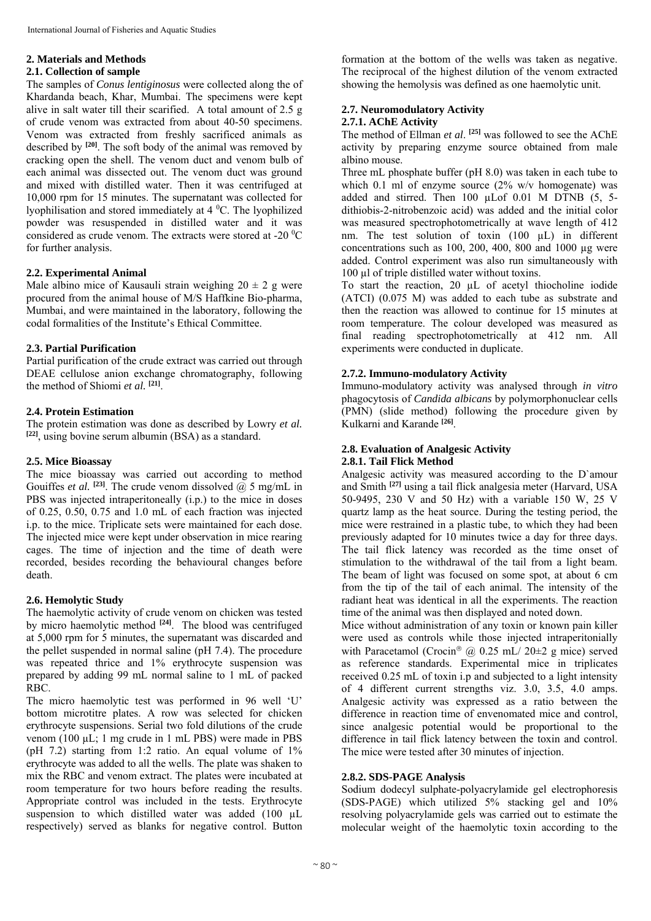## 2. Materials and Methods

### 2.1. Collection of sample

The samples of *Conus lentiginosus* were collected along the of Khardanda beach, Khar, Mumbai. The specimens were kept alive in salt water till their scarified. A total amount of 2.5 g of crude venom was extracted from about 40-50 specimens. Venom was extracted from freshly sacrificed animals as described by [20]. The soft body of the animal was removed by cracking open the shell. The venom duct and venom bulb of each animal was dissected out. The venom duct was ground and mixed with distilled water. Then it was centrifuged at 10,000 rpm for 15 minutes. The supernatant was collected for lyophilisation and stored immediately at 4 $^0$C. The lyophilized powder was resuspended in distilled water and it was considered as crude venom. The extracts were stored at -20 $^0$C for further analysis.

### 2.2. Experimental Animal

Male albino mice of Kausauli strain weighing $20 \pm 2$ g were procured from the animal house of M/S Haffkine Bio-pharma, Mumbai, and were maintained in the laboratory, following the codal formalities of the Institute's Ethical Committee.

### 2.3. Partial Purification

Partial purification of the crude extract was carried out through DEAE cellulose anion exchange chromatography, following the method of Shiomi *et al.* [21].

### 2.4. Protein Estimation

The protein estimation was done as described by Lowry *et al.* [22], using bovine serum albumin (BSA) as a standard.

### 2.5. Mice Bioassay

The mice bioassay was carried out according to method Gouiffes *et al.* [23]. The crude venom dissolved @ 5 mg/mL in PBS was injected intraperitoneally (i.p.) to the mice in doses of 0.25, 0.50, 0.75 and 1.0 mL of each fraction was injected i.p. to the mice. Triplicate sets were maintained for each dose. The injected mice were kept under observation in mice rearing cages. The time of injection and the time of death were recorded, besides recording the behavioural changes before death.

### 2.6. Hemolytic Study

The haemolytic activity of crude venom on chicken was tested by micro haemolytic method [24]. The blood was centrifuged at 5,000 rpm for 5 minutes, the supernatant was discarded and the pellet suspended in normal saline (pH 7.4). The procedure was repeated thrice and 1% erythrocyte suspension was prepared by adding 99 mL normal saline to 1 mL of packed RBC.

The micro haemolytic test was performed in 96 well 'U' bottom microtitre plates. A row was selected for chicken erythrocyte suspensions. Serial two fold dilutions of the crude venom (100 µL; 1 mg crude in 1 mL PBS) were made in PBS (pH 7.2) starting from 1:2 ratio. An equal volume of 1% erythrocyte was added to all the wells. The plate was shaken to mix the RBC and venom extract. The plates were incubated at room temperature for two hours before reading the results. Appropriate control was included in the tests. Erythrocyte suspension to which distilled water was added (100 µL respectively) served as blanks for negative control. Button formation at the bottom of the wells was taken as negative. The reciprocal of the highest dilution of the venom extracted showing the hemolysis was defined as one haemolytic unit.

### 2.7. Neuromodulatory Activity

#### 2.7.1. AChE Activity

The method of Ellman *et al*. [25] was followed to see the AChE activity by preparing enzyme source obtained from male albino mouse.

Three mL phosphate buffer (pH 8.0) was taken in each tube to which 0.1 ml of enzyme source (2% w/v homogenate) was added and stirred. Then 100 µLof 0.01 M DTNB (5, 5-dithiobis-2-nitrobenzoic acid) was added and the initial color was measured spectrophotometrically at wave length of 412 nm. The test solution of toxin (100 µL) in different concentrations such as 100, 200, 400, 800 and 1000 µg were added. Control experiment was also run simultaneously with 100 µl of triple distilled water without toxins.

To start the reaction, 20 µL of acetyl thiocholine iodide (ATCI) (0.075 M) was added to each tube as substrate and then the reaction was allowed to continue for 15 minutes at room temperature. The colour developed was measured as final reading spectrophotometrically at 412 nm. All experiments were conducted in duplicate.

#### 2.7.2. Immuno-modulatory Activity

Immuno-modulatory activity was analysed through *in vitro* phagocytosis of *Candida albicans* by polymorphonuclear cells (PMN) (slide method) following the procedure given by Kulkarni and Karande [26].

### 2.8. Evaluation of Analgesic Activity

#### 2.8.1. Tail Flick Method

Analgesic activity was measured according to the D`amour and Smith [27] using a tail flick analgesia meter (Harvard, USA 50-9495, 230 V and 50 Hz) with a variable 150 W, 25 V quartz lamp as the heat source. During the testing period, the mice were restrained in a plastic tube, to which they had been previously adapted for 10 minutes twice a day for three days. The tail flick latency was recorded as the time onset of stimulation to the withdrawal of the tail from a light beam. The beam of light was focused on some spot, at about 6 cm from the tip of the tail of each animal. The intensity of the radiant heat was identical in all the experiments. The reaction time of the animal was then displayed and noted down.

Mice without administration of any toxin or known pain killer were used as controls while those injected intraperitonially with Paracetamol (Crocin® @ 0.25 mL/ 20±2 g mice) served as reference standards. Experimental mice in triplicates received 0.25 mL of toxin i.p and subjected to a light intensity of 4 different current strengths viz. 3.0, 3.5, 4.0 amps. Analgesic activity was expressed as a ratio between the difference in reaction time of envenomated mice and control, since analgesic potential would be proportional to the difference in tail flick latency between the toxin and control. The mice were tested after 30 minutes of injection.

#### 2.8.2. SDS-PAGE Analysis

Sodium dodecyl sulphate-polyacrylamide gel electrophoresis (SDS-PAGE) which utilized 5% stacking gel and 10% resolving polyacrylamide gels was carried out to estimate the molecular weight of the haemolytic toxin according to the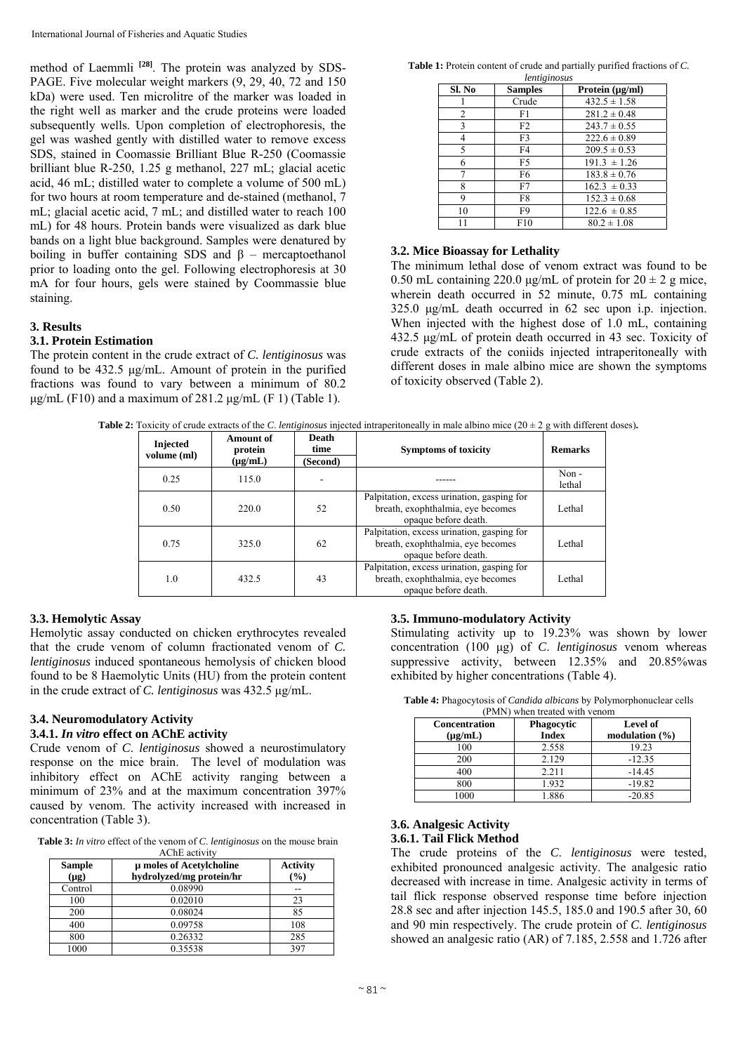method of Laemmli [28]. The protein was analyzed by SDS-PAGE. Five molecular weight markers (9, 29, 40, 72 and 150 kDa) were used. Ten microlitre of the marker was loaded in the right well as marker and the crude proteins were loaded subsequently wells. Upon completion of electrophoresis, the gel was washed gently with distilled water to remove excess SDS, stained in Coomassie Brilliant Blue R-250 (Coomassie brilliant blue R-250, 1.25 g methanol, 227 mL; glacial acetic acid, 46 mL; distilled water to complete a volume of 500 mL) for two hours at room temperature and de-stained (methanol, 7 mL; glacial acetic acid, 7 mL; and distilled water to reach 100 mL) for 48 hours. Protein bands were visualized as dark blue bands on a light blue background. Samples were denatured by boiling in buffer containing SDS and β – mercaptoethanol prior to loading onto the gel. Following electrophoresis at 30 mA for four hours, gels were stained by Coommassie blue staining.

## 3. Results

### 3.1. Protein Estimation

The protein content in the crude extract of *C. lentiginosus* was found to be 432.5 µg/mL. Amount of protein in the purified fractions was found to vary between a minimum of 80.2 µg/mL (F10) and a maximum of 281.2 µg/mL (F 1) (Table 1).

**Table 1:** Protein content of crude and partially purified fractions of *C. lentiginosus*

| Sl. No | Samples | Protein (µg/ml) |
|---|---|---|
| 1 | Crude | 432.5 ± 1.58 |
| 2 | F1 | 281.2 ± 0.48 |
| 3 | F2 | 243.7 ± 0.55 |
| 4 | F3 | 222.6 ± 0.89 |
| 5 | F4 | 209.5 ± 0.53 |
| 6 | F5 | 191.3 ± 1.26 |
| 7 | F6 | 183.8 ± 0.76 |
| 8 | F7 | 162.3 ± 0.33 |
| 9 | F8 | 152.3 ± 0.68 |
| 10 | F9 | 122.6 ± 0.85 |
| 11 | F10 | 80.2 ± 1.08 |

### 3.2. Mice Bioassay for Lethality

The minimum lethal dose of venom extract was found to be 0.50 mL containing 220.0 µg/mL of protein for 20 ± 2 g mice, wherein death occurred in 52 minute, 0.75 mL containing 325.0 µg/mL death occurred in 62 sec upon i.p. injection. When injected with the highest dose of 1.0 mL, containing 432.5 µg/mL of protein death occurred in 43 sec. Toxicity of crude extracts of the coniids injected intraperitoneally with different doses in male albino mice are shown the symptoms of toxicity observed (Table 2).

**Table 2:** Toxicity of crude extracts of the *C. lentiginosus* injected intraperitoneally in male albino mice (20 ± 2 g with different doses).

| Injected volume (ml) | Amount of protein (µg/mL) | Death time (Second) | Symptoms of toxicity | Remarks |
|---|---|---|---|---|
| 0.25 | 115.0 | - | ------ | Non - lethal |
| 0.50 | 220.0 | 52 | Palpitation, excess urination, gasping for breath, exophthalmia, eye becomes opaque before death. | Lethal |
| 0.75 | 325.0 | 62 | Palpitation, excess urination, gasping for breath, exophthalmia, eye becomes opaque before death. | Lethal |
| 1.0 | 432.5 | 43 | Palpitation, excess urination, gasping for breath, exophthalmia, eye becomes opaque before death. | Lethal |

### 3.3. Hemolytic Assay

Hemolytic assay conducted on chicken erythrocytes revealed that the crude venom of column fractionated venom of *C. lentiginosus* induced spontaneous hemolysis of chicken blood found to be 8 Haemolytic Units (HU) from the protein content in the crude extract of *C. lentiginosus* was 432.5 µg/mL.

### 3.4. Neuromodulatory Activity

#### 3.4.1. *In vitro* effect on AChE activity

Crude venom of *C. lentiginosus* showed a neurostimulatory response on the mice brain. The level of modulation was inhibitory effect on AChE activity ranging between a minimum of 23% and at the maximum concentration 397% caused by venom. The activity increased with increased in concentration (Table 3).

**Table 3:** *In vitro* effect of the venom of *C. lentiginosus* on the mouse brain AChE activity

| Sample (µg) | µ moles of Acetylcholine hydrolyzed/mg protein/hr | Activity (%) |
|---|---|---|
| Control | 0.08990 | -- |
| 100 | 0.02010 | 23 |
| 200 | 0.08024 | 85 |
| 400 | 0.09758 | 108 |
| 800 | 0.26332 | 285 |
| 1000 | 0.35538 | 397 |

### 3.5. Immuno-modulatory Activity

Stimulating activity up to 19.23% was shown by lower concentration (100 µg) of *C. lentiginosus* venom whereas suppressive activity, between 12.35% and 20.85%was exhibited by higher concentrations (Table 4).

**Table 4:** Phagocytosis of *Candida albicans* by Polymorphonuclear cells (PMN) when treated with venom

| Concentration (µg/mL) | Phagocytic Index | Level of modulation (%) |
|---|---|---|
| 100 | 2.558 | 19.23 |
| 200 | 2.129 | -12.35 |
| 400 | 2.211 | -14.45 |
| 800 | 1.932 | -19.82 |
| 1000 | 1.886 | -20.85 |

### 3.6. Analgesic Activity

#### 3.6.1. Tail Flick Method

The crude proteins of the *C. lentiginosus* were tested, exhibited pronounced analgesic activity. The analgesic ratio decreased with increase in time. Analgesic activity in terms of tail flick response observed response time before injection 28.8 sec and after injection 145.5, 185.0 and 190.5 after 30, 60 and 90 min respectively. The crude protein of *C. lentiginosus* showed an analgesic ratio (AR) of 7.185, 2.558 and 1.726 after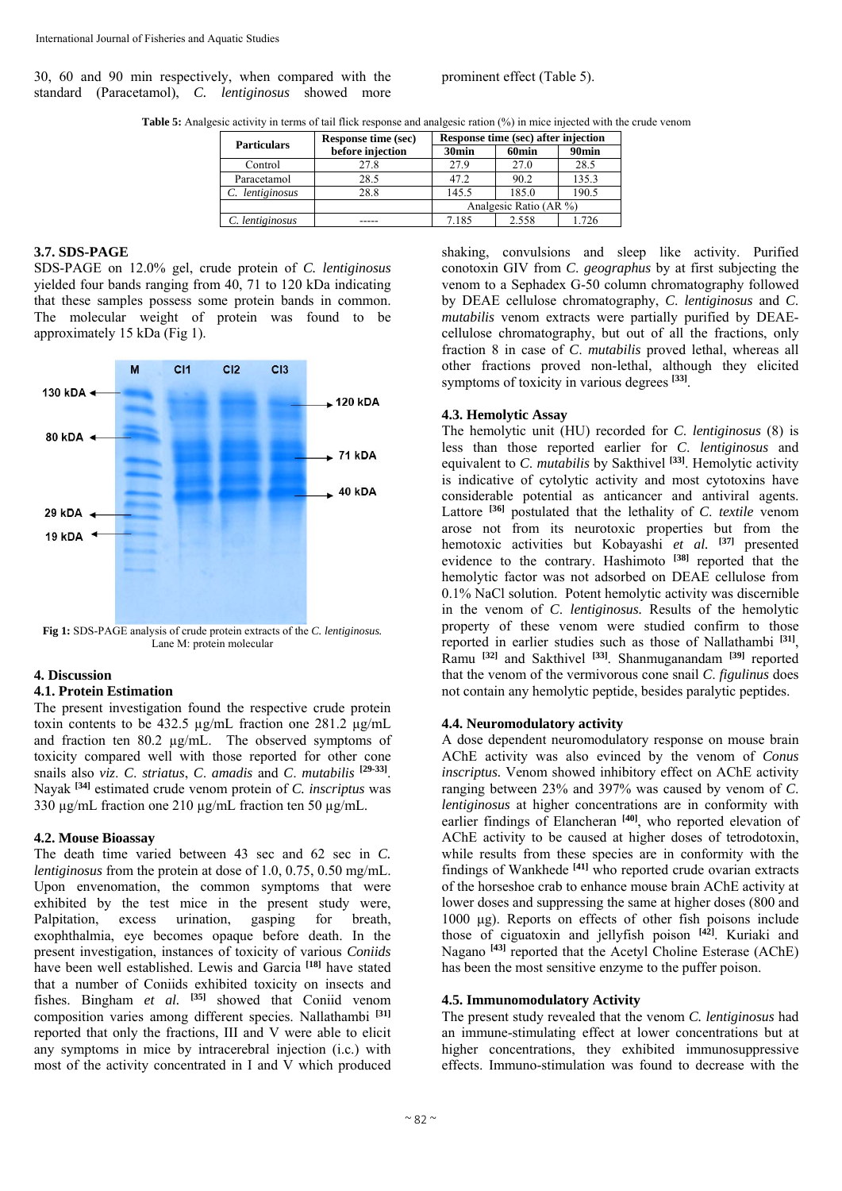30, 60 and 90 min respectively, when compared with the standard (Paracetamol), *C. lentiginosus* showed more prominent effect (Table 5).

**Table 5:** Analgesic activity in terms of tail flick response and analgesic ration (%) in mice injected with the crude venom

| Particulars | Response time (sec) before injection | Response time (sec) after injection | | |
|---|---|---|---|---|
| | | 30min | 60min | 90min |
| Control | 27.8 | 27.9 | 27.0 | 28.5 |
| Paracetamol | 28.5 | 47.2 | 90.2 | 135.3 |
| *C. lentiginosus* | 28.8 | 145.5 | 185.0 | 190.5 |
| | | Analgesic Ratio (AR %) | | |
| *C. lentiginosus* | ----- | 7.185 | 2.558 | 1.726 |

### 3.7. SDS-PAGE

SDS-PAGE on 12.0% gel, crude protein of *C. lentiginosus* yielded four bands ranging from 40, 71 to 120 kDa indicating that these samples possess some protein bands in common. The molecular weight of protein was found to be approximately 15 kDa (Fig 1).

**Fig 1:** SDS-PAGE analysis of crude protein extracts of the *C. lentiginosus.* Lane M: protein molecular

## 4. Discussion

### 4.1. Protein Estimation

The present investigation found the respective crude protein toxin contents to be 432.5 µg/mL fraction one 281.2 µg/mL and fraction ten 80.2 µg/mL. The observed symptoms of toxicity compared well with those reported for other cone snails also *viz*. *C. striatus*, *C. amadis* and *C. mutabilis* [29-33]. Nayak [34] estimated crude venom protein of *C. inscriptus* was 330 µg/mL fraction one 210 µg/mL fraction ten 50 µg/mL.

### 4.2. Mouse Bioassay

The death time varied between 43 sec and 62 sec in *C. lentiginosus* from the protein at dose of 1.0, 0.75, 0.50 mg/mL. Upon envenomation, the common symptoms that were exhibited by the test mice in the present study were, Palpitation, excess urination, gasping for breath, exophthalmia, eye becomes opaque before death. In the present investigation, instances of toxicity of various *Coniids* have been well established. Lewis and Garcia [18] have stated that a number of Coniids exhibited toxicity on insects and fishes. Bingham *et al.* [35] showed that Coniid venom composition varies among different species. Nallathambi [31] reported that only the fractions, III and V were able to elicit any symptoms in mice by intracerebral injection (i.c.) with most of the activity concentrated in I and V which produced shaking, convulsions and sleep like activity. Purified conotoxin GIV from *C. geographus* by at first subjecting the venom to a Sephadex G-50 column chromatography followed by DEAE cellulose chromatography, *C. lentiginosus* and *C. mutabilis* venom extracts were partially purified by DEAE-cellulose chromatography, but out of all the fractions, only fraction 8 in case of *C. mutabilis* proved lethal, whereas all other fractions proved non-lethal, although they elicited symptoms of toxicity in various degrees [33].

### 4.3. Hemolytic Assay

The hemolytic unit (HU) recorded for *C. lentiginosus* (8) is less than those reported earlier for *C. lentiginosus* and equivalent to *C. mutabilis* by Sakthivel [33]. Hemolytic activity is indicative of cytolytic activity and most cytotoxins have considerable potential as anticancer and antiviral agents. Lattore [36] postulated that the lethality of *C. textile* venom arose not from its neurotoxic properties but from the hemotoxic activities but Kobayashi *et al.* [37] presented evidence to the contrary. Hashimoto [38] reported that the hemolytic factor was not adsorbed on DEAE cellulose from 0.1% NaCl solution. Potent hemolytic activity was discernible in the venom of *C. lentiginosus.* Results of the hemolytic property of these venom were studied confirm to those reported in earlier studies such as those of Nallathambi [31], Ramu [32] and Sakthivel [33]. Shanmuganandam [39] reported that the venom of the vermivorous cone snail *C. figulinus* does not contain any hemolytic peptide, besides paralytic peptides.

### 4.4. Neuromodulatory activity

A dose dependent neuromodulatory response on mouse brain AChE activity was also evinced by the venom of *Conus inscriptus.* Venom showed inhibitory effect on AChE activity ranging between 23% and 397% was caused by venom of *C. lentiginosus* at higher concentrations are in conformity with earlier findings of Elancheran [40], who reported elevation of AChE activity to be caused at higher doses of tetrodotoxin, while results from these species are in conformity with the findings of Wankhede [41] who reported crude ovarian extracts of the horseshoe crab to enhance mouse brain AChE activity at lower doses and suppressing the same at higher doses (800 and 1000 µg). Reports on effects of other fish poisons include those of ciguatoxin and jellyfish poison [42]. Kuriaki and Nagano [43] reported that the Acetyl Choline Esterase (AChE) has been the most sensitive enzyme to the puffer poison.

### 4.5. Immunomodulatory Activity

The present study revealed that the venom *C. lentiginosus* had an immune-stimulating effect at lower concentrations but at higher concentrations, they exhibited immunosuppressive effects. Immuno-stimulation was found to decrease with the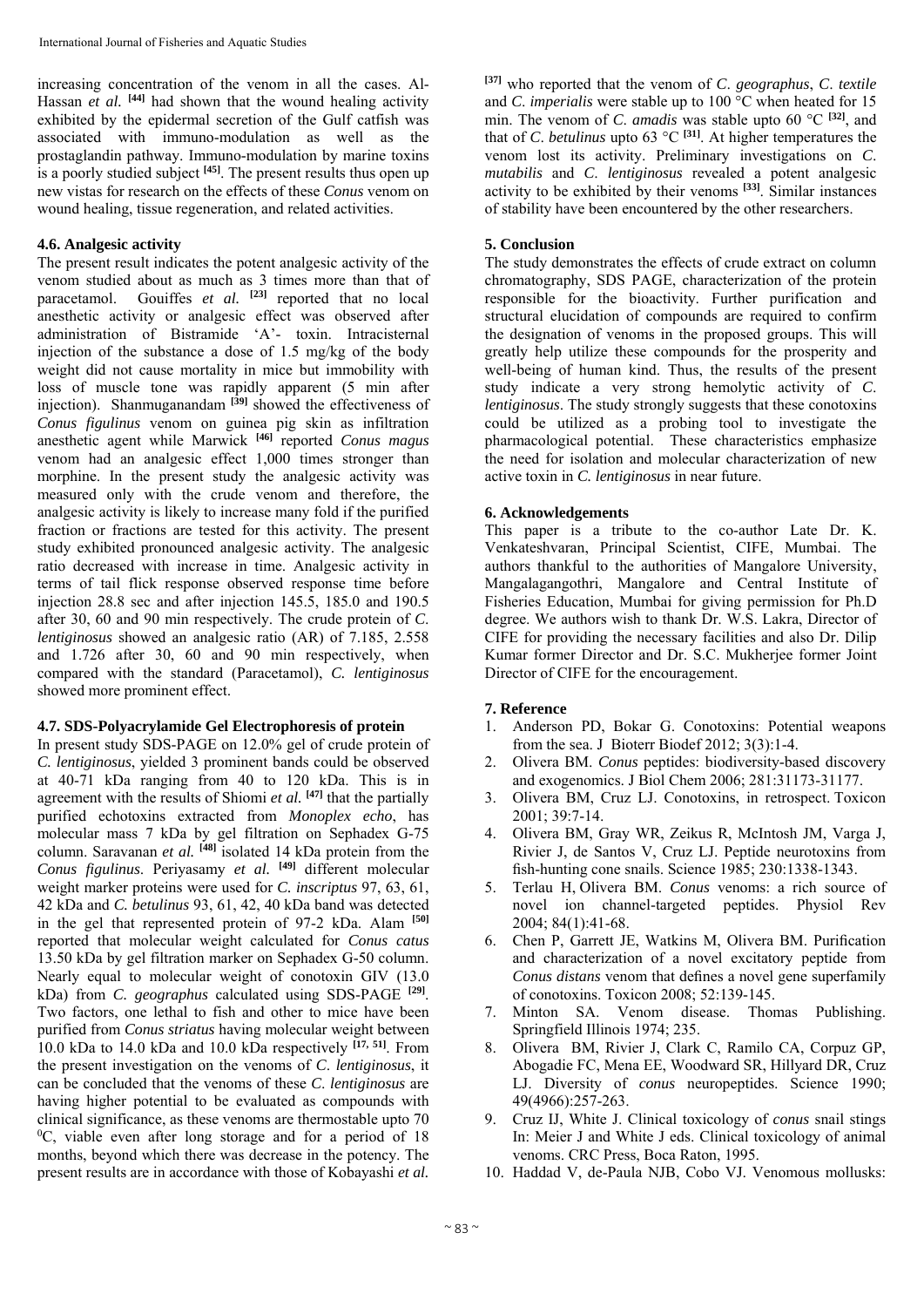increasing concentration of the venom in all the cases. Al-Hassan *et al.* [44] had shown that the wound healing activity exhibited by the epidermal secretion of the Gulf catfish was associated with immuno-modulation as well as the prostaglandin pathway. Immuno-modulation by marine toxins is a poorly studied subject [45]. The present results thus open up new vistas for research on the effects of these *Conus* venom on wound healing, tissue regeneration, and related activities.

### 4.6. Analgesic activity

The present result indicates the potent analgesic activity of the venom studied about as much as 3 times more than that of paracetamol. Gouiffes *et al.* [23] reported that no local anesthetic activity or analgesic effect was observed after administration of Bistramide 'A'- toxin. Intracisternal injection of the substance a dose of 1.5 mg/kg of the body weight did not cause mortality in mice but immobility with loss of muscle tone was rapidly apparent (5 min after injection). Shanmuganandam [39] showed the effectiveness of *Conus figulinus* venom on guinea pig skin as infiltration anesthetic agent while Marwick [46] reported *Conus magus* venom had an analgesic effect 1,000 times stronger than morphine. In the present study the analgesic activity was measured only with the crude venom and therefore, the analgesic activity is likely to increase many fold if the purified fraction or fractions are tested for this activity. The present study exhibited pronounced analgesic activity. The analgesic ratio decreased with increase in time. Analgesic activity in terms of tail flick response observed response time before injection 28.8 sec and after injection 145.5, 185.0 and 190.5 after 30, 60 and 90 min respectively. The crude protein of *C. lentiginosus* showed an analgesic ratio (AR) of 7.185, 2.558 and 1.726 after 30, 60 and 90 min respectively, when compared with the standard (Paracetamol), *C. lentiginosus* showed more prominent effect.

### 4.7. SDS-Polyacrylamide Gel Electrophoresis of protein

In present study SDS-PAGE on 12.0% gel of crude protein of *C. lentiginosus*, yielded 3 prominent bands could be observed at 40-71 kDa ranging from 40 to 120 kDa. This is in agreement with the results of Shiomi *et al.* [47] that the partially purified echotoxins extracted from *Monoplex echo*, has molecular mass 7 kDa by gel filtration on Sephadex G-75 column. Saravanan *et al.* [48] isolated 14 kDa protein from the *Conus figulinus*. Periyasamy *et al.* [49] different molecular weight marker proteins were used for *C. inscriptus* 97, 63, 61, 42 kDa and *C. betulinus* 93, 61, 42, 40 kDa band was detected in the gel that represented protein of 97-2 kDa. Alam [50] reported that molecular weight calculated for *Conus catus* 13.50 kDa by gel filtration marker on Sephadex G-50 column. Nearly equal to molecular weight of conotoxin GIV (13.0 kDa) from *C. geographus* calculated using SDS-PAGE [29]. Two factors, one lethal to fish and other to mice have been purified from *Conus striatus* having molecular weight between 10.0 kDa to 14.0 kDa and 10.0 kDa respectively [17, 51]. From the present investigation on the venoms of *C. lentiginosus*, it can be concluded that the venoms of these *C. lentiginosus* are having higher potential to be evaluated as compounds with clinical significance, as these venoms are thermostable upto 70 $^{0}$C, viable even after long storage and for a period of 18 months, beyond which there was decrease in the potency. The present results are in accordance with those of Kobayashi *et al.* [37] who reported that the venom of *C. geographus*, *C. textile* and *C. imperialis* were stable up to 100 °C when heated for 15 min. The venom of *C. amadis* was stable upto 60 °C [32], and that of *C. betulinus* upto 63 °C [31]. At higher temperatures the venom lost its activity. Preliminary investigations on *C. mutabilis* and *C. lentiginosus* revealed a potent analgesic activity to be exhibited by their venoms [33]. Similar instances of stability have been encountered by the other researchers.

## 5. Conclusion

The study demonstrates the effects of crude extract on column chromatography, SDS PAGE, characterization of the protein responsible for the bioactivity. Further purification and structural elucidation of compounds are required to confirm the designation of venoms in the proposed groups. This will greatly help utilize these compounds for the prosperity and well-being of human kind. Thus, the results of the present study indicate a very strong hemolytic activity of *C. lentiginosus*. The study strongly suggests that these conotoxins could be utilized as a probing tool to investigate the pharmacological potential. These characteristics emphasize the need for isolation and molecular characterization of new active toxin in *C. lentiginosus* in near future.

## 6. Acknowledgements

This paper is a tribute to the co-author Late Dr. K. Venkateshvaran, Principal Scientist, CIFE, Mumbai. The authors thankful to the authorities of Mangalore University, Mangalagangothri, Mangalore and Central Institute of Fisheries Education, Mumbai for giving permission for Ph.D degree. We authors wish to thank Dr. W.S. Lakra, Director of CIFE for providing the necessary facilities and also Dr. Dilip Kumar former Director and Dr. S.C. Mukherjee former Joint Director of CIFE for the encouragement.

## 7. Reference

1. Anderson PD, Bokar G. Conotoxins: Potential weapons from the sea. J Bioterr Biodef 2012; 3(3):1-4.
2. Olivera BM. *Conus* peptides: biodiversity-based discovery and exogenomics. J Biol Chem 2006; 281:31173-31177.
3. Olivera BM, Cruz LJ. Conotoxins, in retrospect. Toxicon 2001; 39:7-14.
4. Olivera BM, Gray WR, Zeikus R, McIntosh JM, Varga J, Rivier J, de Santos V, Cruz LJ. Peptide neurotoxins from fish-hunting cone snails. Science 1985; 230:1338-1343.
5. Terlau H, Olivera BM. *Conus* venoms: a rich source of novel ion channel-targeted peptides. Physiol Rev 2004; 84(1):41-68.
6. Chen P, Garrett JE, Watkins M, Olivera BM. Purification and characterization of a novel excitatory peptide from *Conus distans* venom that defines a novel gene superfamily of conotoxins. Toxicon 2008; 52:139-145.
7. Minton SA. Venom disease. Thomas Publishing. Springfield Illinois 1974; 235.
8. Olivera BM, Rivier J, Clark C, Ramilo CA, Corpuz GP, Abogadie FC, Mena EE, Woodward SR, Hillyard DR, Cruz LJ. Diversity of *conus* neuropeptides. Science 1990; 49(4966):257-263.
9. Cruz IJ, White J. Clinical toxicology of *conus* snail stings In: Meier J and White J eds. Clinical toxicology of animal venoms. CRC Press, Boca Raton, 1995.
10. Haddad V, de-Paula NJB, Cobo VJ. Venomous mollusks: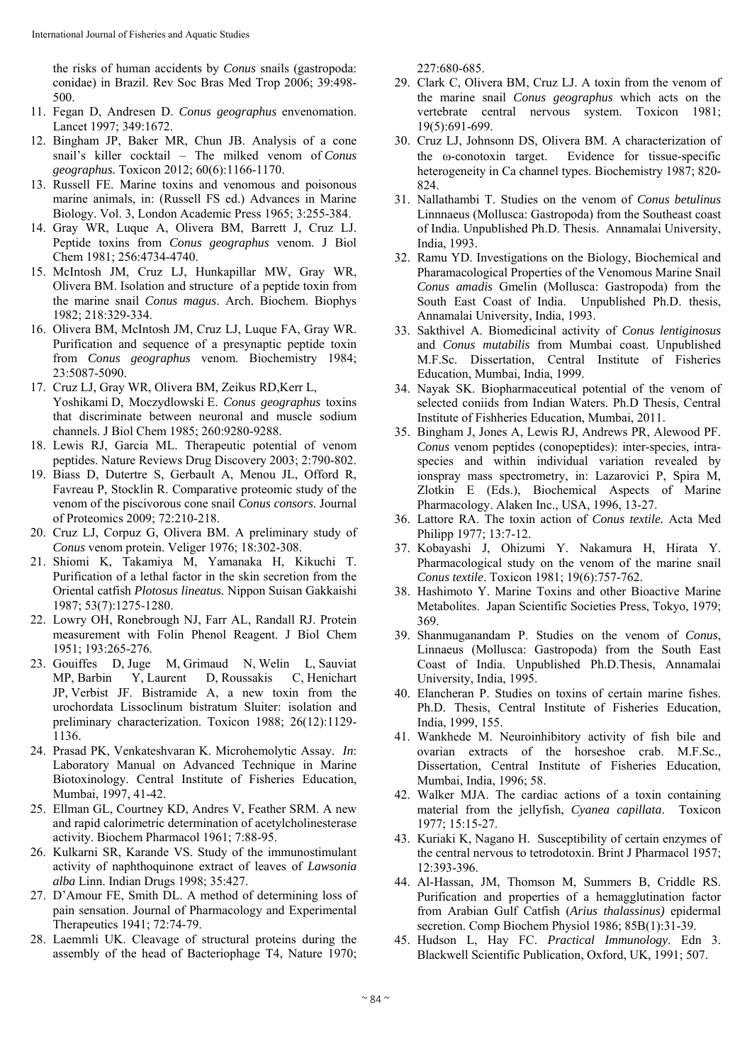the risks of human accidents by *Conus* snails (gastropoda: conidae) in Brazil. Rev Soc Bras Med Trop 2006; 39:498-500.

11. Fegan D, Andresen D. *Conus geographus* envenomation. Lancet 1997; 349:1672.
12. Bingham JP, Baker MR, Chun JB. Analysis of a cone snail's killer cocktail – The milked venom of *Conus geographus.* Toxicon 2012; 60(6):1166-1170.
13. Russell FE. Marine toxins and venomous and poisonous marine animals, in: (Russell FS ed.) Advances in Marine Biology. Vol. 3, London Academic Press 1965; 3:255-384.
14. Gray WR, Luque A, Olivera BM, Barrett J, Cruz LJ. Peptide toxins from *Conus geographus* venom. J Biol Chem 1981; 256:4734-4740.
15. McIntosh JM, Cruz LJ, Hunkapillar MW, Gray WR, Olivera BM. Isolation and structure of a peptide toxin from the marine snail *Conus magus*. Arch. Biochem. Biophys 1982; 218:329-334.
16. Olivera BM, McIntosh JM, Cruz LJ, Luque FA, Gray WR. Purification and sequence of a presynaptic peptide toxin from *Conus geographus* venom. Biochemistry 1984; 23:5087-5090.
17. Cruz LJ, Gray WR, Olivera BM, Zeikus RD,Kerr L, Yoshikami D, Moczydlowski E. *Conus geographus* toxins that discriminate between neuronal and muscle sodium channels. J Biol Chem 1985; 260:9280-9288.
18. Lewis RJ, Garcia ML. Therapeutic potential of venom peptides. Nature Reviews Drug Discovery 2003; 2:790-802.
19. Biass D, Dutertre S, Gerbault A, Menou JL, Offord R, Favreau P, Stocklin R. Comparative proteomic study of the venom of the piscivorous cone snail *Conus consors*. Journal of Proteomics 2009; 72:210-218.
20. Cruz LJ, Corpuz G, Olivera BM. A preliminary study of *Conus* venom protein. Veliger 1976; 18:302-308.
21. Shiomi K, Takamiya M, Yamanaka H, Kikuchi T. Purification of a lethal factor in the skin secretion from the Oriental catfish *Plotosus lineatus.* Nippon Suisan Gakkaishi 1987; 53(7):1275-1280.
22. Lowry OH, Ronebrough NJ, Farr AL, Randall RJ. Protein measurement with Folin Phenol Reagent. J Biol Chem 1951; 193:265-276.
23. Gouiffes D, Juge M, Grimaud N, Welin L, Sauviat MP, Barbin Y, Laurent D, Roussakis C, Henichart JP, Verbist JF. Bistramide A, a new toxin from the urochordata Lissoclinum bistratum Sluiter: isolation and preliminary characterization. Toxicon 1988; 26(12):1129-1136.
24. Prasad PK, Venkateshvaran K. Microhemolytic Assay. *In*: Laboratory Manual on Advanced Technique in Marine Biotoxinology. Central Institute of Fisheries Education, Mumbai, 1997, 41-42.
25. Ellman GL, Courtney KD, Andres V, Feather SRM. A new and rapid calorimetric determination of acetylcholinesterase activity. Biochem Pharmacol 1961; 7:88-95.
26. Kulkarni SR, Karande VS. Study of the immunostimulant activity of naphthoquinone extract of leaves of *Lawsonia alba* Linn. Indian Drugs 1998; 35:427.
27. D'Amour FE, Smith DL. A method of determining loss of pain sensation. Journal of Pharmacology and Experimental Therapeutics 1941; 72:74-79.
28. Laemmli UK. Cleavage of structural proteins during the assembly of the head of Bacteriophage T4, Nature 1970; 227:680-685.
29. Clark C, Olivera BM, Cruz LJ. A toxin from the venom of the marine snail *Conus geographus* which acts on the vertebrate central nervous system. Toxicon 1981; 19(5):691-699.
30. Cruz LJ, Johnsonn DS, Olivera BM. A characterization of the ω-conotoxin target. Evidence for tissue-specific heterogeneity in Ca channel types. Biochemistry 1987; 820-824.
31. Nallathambi T. Studies on the venom of *Conus betulinus* Linnnaeus (Mollusca: Gastropoda) from the Southeast coast of India. Unpublished Ph.D. Thesis. Annamalai University, India, 1993.
32. Ramu YD. Investigations on the Biology, Biochemical and Pharamacological Properties of the Venomous Marine Snail *Conus amadis* Gmelin (Mollusca: Gastropoda) from the South East Coast of India. Unpublished Ph.D. thesis, Annamalai University, India, 1993.
33. Sakthivel A. Biomedicinal activity of *Conus lentiginosus* and *Conus mutabilis* from Mumbai coast. Unpublished M.F.Sc. Dissertation, Central Institute of Fisheries Education, Mumbai, India, 1999.
34. Nayak SK. Biopharmaceutical potential of the venom of selected coniids from Indian Waters. Ph.D Thesis, Central Institute of Fishheries Education, Mumbai, 2011.
35. Bingham J, Jones A, Lewis RJ, Andrews PR, Alewood PF. *Conus* venom peptides (conopeptides): inter-species, intra-species and within individual variation revealed by ionspray mass spectrometry, in: Lazarovici P, Spira M, Zlotkin E (Eds.), Biochemical Aspects of Marine Pharmacology. Alaken Inc., USA, 1996, 13-27.
36. Lattore RA. The toxin action of *Conus textile.* Acta Med Philipp 1977; 13:7-12.
37. Kobayashi J, Ohizumi Y. Nakamura H, Hirata Y. Pharmacological study on the venom of the marine snail *Conus textile*. Toxicon 1981; 19(6):757-762.
38. Hashimoto Y. Marine Toxins and other Bioactive Marine Metabolites. Japan Scientific Societies Press, Tokyo, 1979; 369.
39. Shanmuganandam P. Studies on the venom of *Conus*, Linnaeus (Mollusca: Gastropoda) from the South East Coast of India. Unpublished Ph.D.Thesis, Annamalai University, India, 1995.
40. Elancheran P. Studies on toxins of certain marine fishes. Ph.D. Thesis, Central Institute of Fisheries Education, India, 1999, 155.
41. Wankhede M. Neuroinhibitory activity of fish bile and ovarian extracts of the horseshoe crab. M.F.Sc., Dissertation, Central Institute of Fisheries Education, Mumbai, India, 1996; 58.
42. Walker MJA. The cardiac actions of a toxin containing material from the jellyfish, *Cyanea capillata*. Toxicon 1977; 15:15-27.
43. Kuriaki K, Nagano H. Susceptibility of certain enzymes of the central nervous to tetrodotoxin. Brint J Pharmacol 1957; 12:393-396.
44. Al-Hassan, JM, Thomson M, Summers B, Criddle RS. Purification and properties of a hemagglutination factor from Arabian Gulf Catfish (*Arius thalassinus)* epidermal secretion. Comp Biochem Physiol 1986; 85B(1):31-39.
45. Hudson L, Hay FC. *Practical Immunology*. Edn 3. Blackwell Scientific Publication, Oxford, UK, 1991; 507.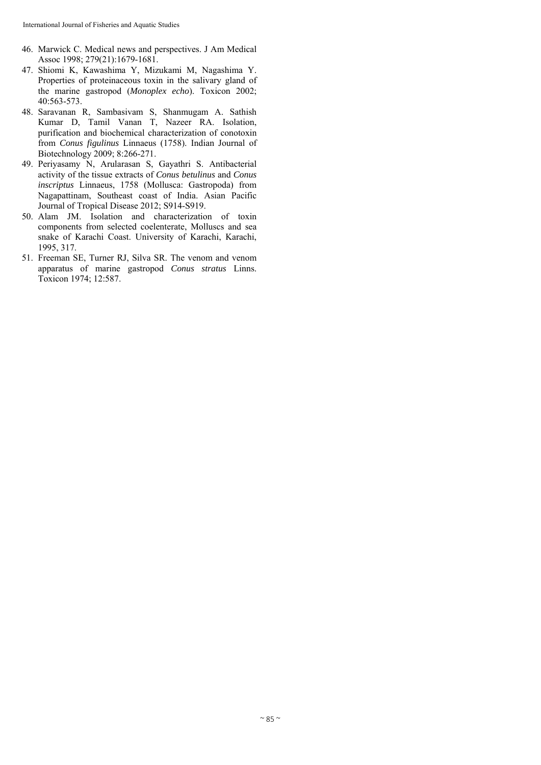46. Marwick C. Medical news and perspectives. J Am Medical Assoc 1998; 279(21):1679-1681.
47. Shiomi K, Kawashima Y, Mizukami M, Nagashima Y. Properties of proteinaceous toxin in the salivary gland of the marine gastropod (*Monoplex echo*). Toxicon 2002; 40:563-573.
48. Saravanan R, Sambasivam S, Shanmugam A. Sathish Kumar D, Tamil Vanan T, Nazeer RA. Isolation, purification and biochemical characterization of conotoxin from *Conus figulinus* Linnaeus (1758). Indian Journal of Biotechnology 2009; 8:266-271.
49. Periyasamy N, Arularasan S, Gayathri S. Antibacterial activity of the tissue extracts of *Conus betulinus* and *Conus inscriptus* Linnaeus, 1758 (Mollusca: Gastropoda) from Nagapattinam, Southeast coast of India. Asian Pacific Journal of Tropical Disease 2012; S914-S919.
50. Alam JM. Isolation and characterization of toxin components from selected coelenterate, Molluscs and sea snake of Karachi Coast. University of Karachi, Karachi, 1995, 317.
51. Freeman SE, Turner RJ, Silva SR. The venom and venom apparatus of marine gastropod *Conus stratus* Linns. Toxicon 1974; 12:587.